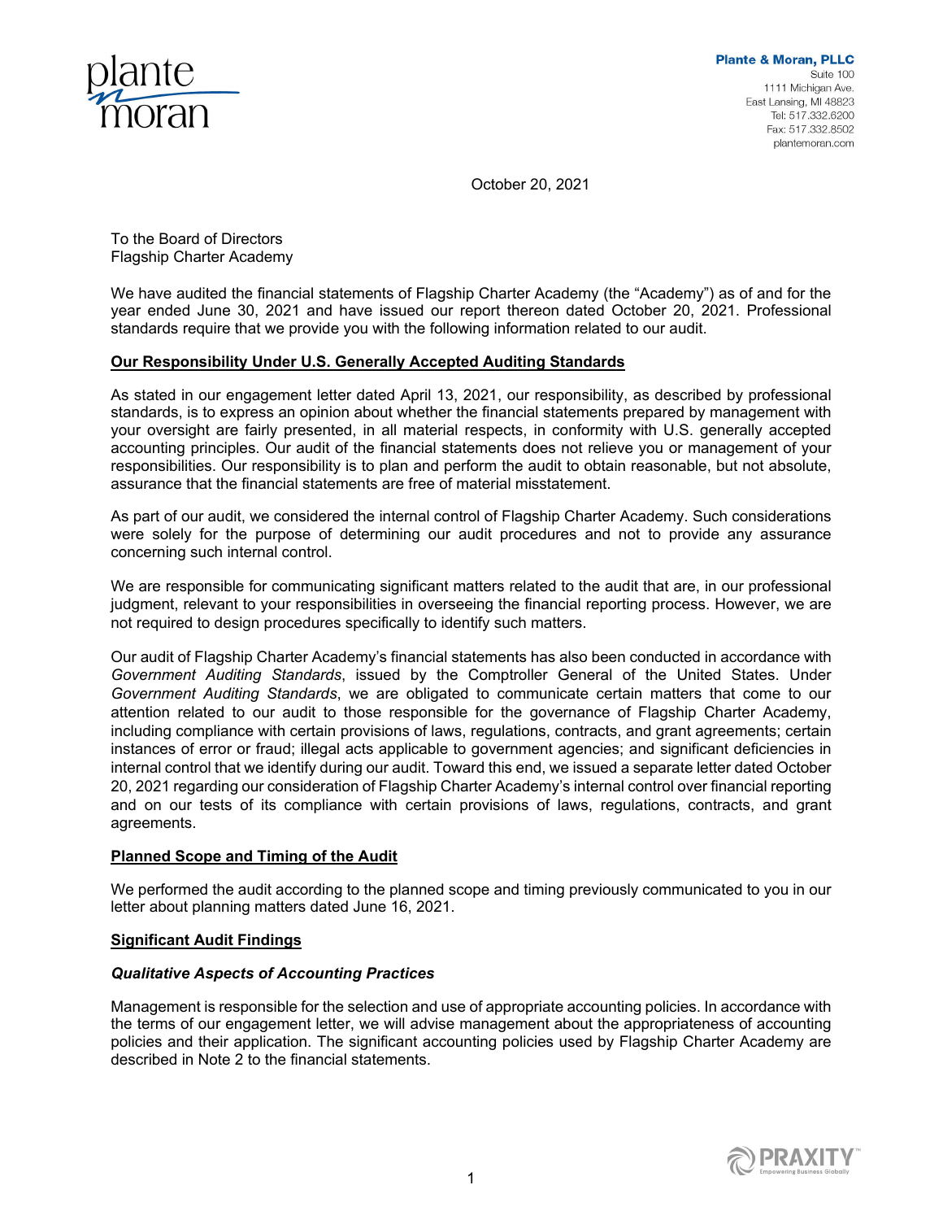Plante & Moran, PLLC
Suite 100
1111 Michigan Ave.
East Lansing, MI 48823
Tel: 517.332.6200
Fax: 517.332.8502
plantemoran.com

October 20, 2021

To the Board of Directors
Flagship Charter Academy

We have audited the financial statements of Flagship Charter Academy (the "Academy") as of and for the year ended June 30, 2021 and have issued our report thereon dated October 20, 2021. Professional standards require that we provide you with the following information related to our audit.

**Our Responsibility Under U.S. Generally Accepted Auditing Standards**

As stated in our engagement letter dated April 13, 2021, our responsibility, as described by professional standards, is to express an opinion about whether the financial statements prepared by management with your oversight are fairly presented, in all material respects, in conformity with U.S. generally accepted accounting principles. Our audit of the financial statements does not relieve you or management of your responsibilities. Our responsibility is to plan and perform the audit to obtain reasonable, but not absolute, assurance that the financial statements are free of material misstatement.

As part of our audit, we considered the internal control of Flagship Charter Academy. Such considerations were solely for the purpose of determining our audit procedures and not to provide any assurance concerning such internal control.

We are responsible for communicating significant matters related to the audit that are, in our professional judgment, relevant to your responsibilities in overseeing the financial reporting process. However, we are not required to design procedures specifically to identify such matters.

Our audit of Flagship Charter Academy's financial statements has also been conducted in accordance with *Government Auditing Standards*, issued by the Comptroller General of the United States. Under *Government Auditing Standards*, we are obligated to communicate certain matters that come to our attention related to our audit to those responsible for the governance of Flagship Charter Academy, including compliance with certain provisions of laws, regulations, contracts, and grant agreements; certain instances of error or fraud; illegal acts applicable to government agencies; and significant deficiencies in internal control that we identify during our audit. Toward this end, we issued a separate letter dated October 20, 2021 regarding our consideration of Flagship Charter Academy's internal control over financial reporting and on our tests of its compliance with certain provisions of laws, regulations, contracts, and grant agreements.

**Planned Scope and Timing of the Audit**

We performed the audit according to the planned scope and timing previously communicated to you in our letter about planning matters dated June 16, 2021.

**Significant Audit Findings**

***Qualitative Aspects of Accounting Practices***

Management is responsible for the selection and use of appropriate accounting policies. In accordance with the terms of our engagement letter, we will advise management about the appropriateness of accounting policies and their application. The significant accounting policies used by Flagship Charter Academy are described in Note 2 to the financial statements.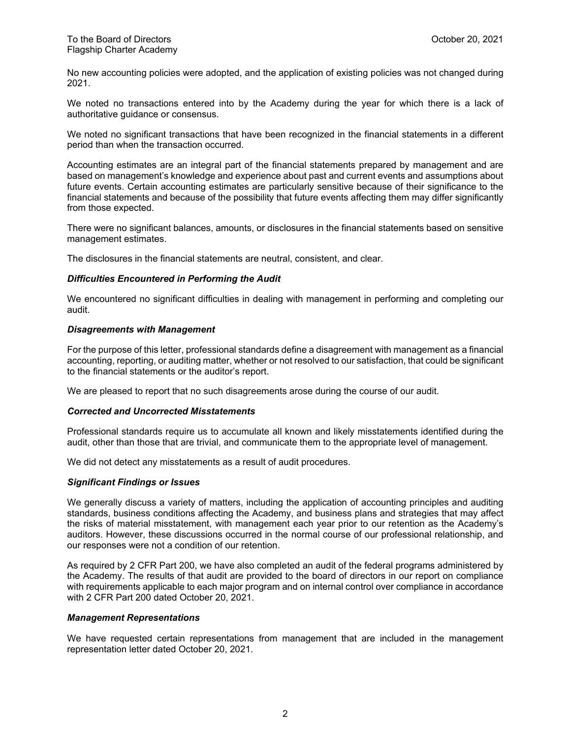To the Board of Directors
Flagship Charter Academy

October 20, 2021

No new accounting policies were adopted, and the application of existing policies was not changed during 2021.

We noted no transactions entered into by the Academy during the year for which there is a lack of authoritative guidance or consensus.

We noted no significant transactions that have been recognized in the financial statements in a different period than when the transaction occurred.

Accounting estimates are an integral part of the financial statements prepared by management and are based on management's knowledge and experience about past and current events and assumptions about future events. Certain accounting estimates are particularly sensitive because of their significance to the financial statements and because of the possibility that future events affecting them may differ significantly from those expected.

There were no significant balances, amounts, or disclosures in the financial statements based on sensitive management estimates.

The disclosures in the financial statements are neutral, consistent, and clear.

***Difficulties Encountered in Performing the Audit***

We encountered no significant difficulties in dealing with management in performing and completing our audit.

***Disagreements with Management***

For the purpose of this letter, professional standards define a disagreement with management as a financial accounting, reporting, or auditing matter, whether or not resolved to our satisfaction, that could be significant to the financial statements or the auditor's report.

We are pleased to report that no such disagreements arose during the course of our audit.

***Corrected and Uncorrected Misstatements***

Professional standards require us to accumulate all known and likely misstatements identified during the audit, other than those that are trivial, and communicate them to the appropriate level of management.

We did not detect any misstatements as a result of audit procedures.

***Significant Findings or Issues***

We generally discuss a variety of matters, including the application of accounting principles and auditing standards, business conditions affecting the Academy, and business plans and strategies that may affect the risks of material misstatement, with management each year prior to our retention as the Academy's auditors. However, these discussions occurred in the normal course of our professional relationship, and our responses were not a condition of our retention.

As required by 2 CFR Part 200, we have also completed an audit of the federal programs administered by the Academy. The results of that audit are provided to the board of directors in our report on compliance with requirements applicable to each major program and on internal control over compliance in accordance with 2 CFR Part 200 dated October 20, 2021.

***Management Representations***

We have requested certain representations from management that are included in the management representation letter dated October 20, 2021.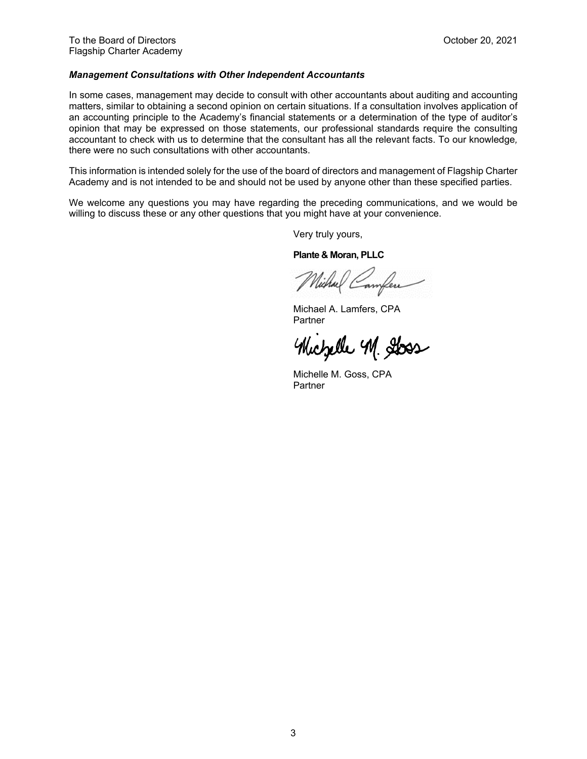To the Board of Directors
Flagship Charter Academy

October 20, 2021

***Management Consultations with Other Independent Accountants***

In some cases, management may decide to consult with other accountants about auditing and accounting matters, similar to obtaining a second opinion on certain situations. If a consultation involves application of an accounting principle to the Academy's financial statements or a determination of the type of auditor's opinion that may be expressed on those statements, our professional standards require the consulting accountant to check with us to determine that the consultant has all the relevant facts. To our knowledge, there were no such consultations with other accountants.

This information is intended solely for the use of the board of directors and management of Flagship Charter Academy and is not intended to be and should not be used by anyone other than these specified parties.

We welcome any questions you may have regarding the preceding communications, and we would be willing to discuss these or any other questions that you might have at your convenience.

Very truly yours,

**Plante & Moran, PLLC**

Michael A. Lamfers, CPA
Partner

Michelle M. Goss, CPA
Partner